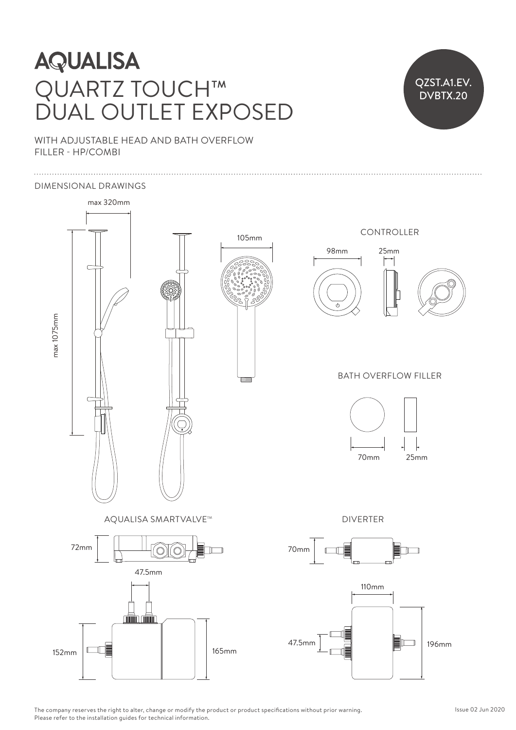# AQUALISA

# QUARTZ TOUCH™ DUAL OUTLET EXPOSED

QZST.A1.EV. DVBTX.20

WITH ADJUSTABLE HEAD AND BATH OVERFLOW FILLER - HP/COMBI

## DIMENSIONAL DRAWINGS

max 320mm

max 1075mm

105mm

### CONTROLLER

98mm

25mm

### BATH OVERFLOW FILLER

70mm

25mm

### AQUALISA SMARTVALVE™

72mm

47.5mm

152mm

165mm

### DIVERTER

70mm

110mm

47.5mm

196mm

The company reserves the right to alter, change or modify the product or product specifications without prior warning. Please refer to the installation guides for technical information.

Issue 02 Jun 2020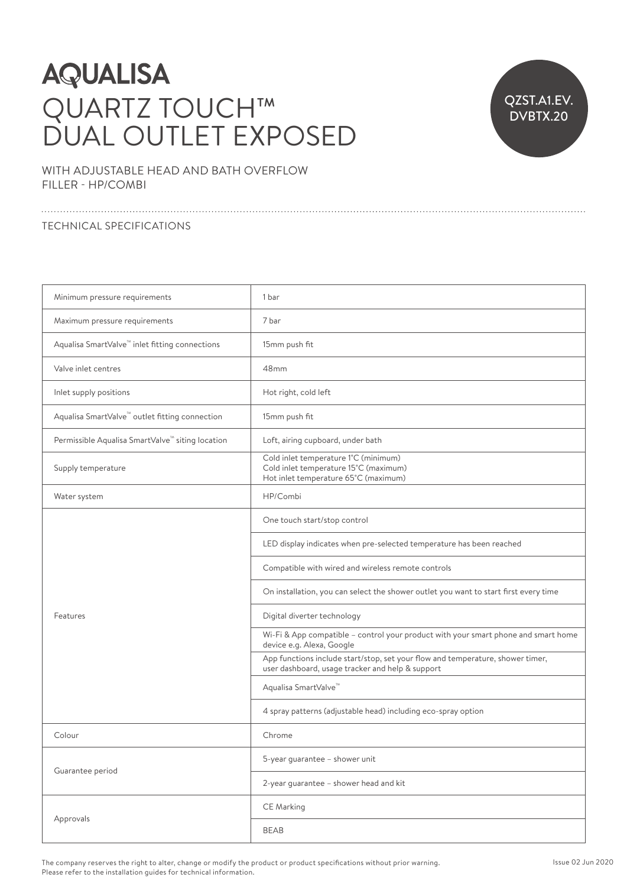# AQUALISA

# QUARTZ TOUCH™ DUAL OUTLET EXPOSED

QZST.A1.EV.DVBTX.20

WITH ADJUSTABLE HEAD AND BATH OVERFLOW FILLER - HP/COMBI

TECHNICAL SPECIFICATIONS

| | |
|---|---|
| Minimum pressure requirements | 1 bar |
| Maximum pressure requirements | 7 bar |
| Aqualisa SmartValve™ inlet fitting connections | 15mm push fit |
| Valve inlet centres | 48mm |
| Inlet supply positions | Hot right, cold left |
| Aqualisa SmartValve™ outlet fitting connection | 15mm push fit |
| Permissible Aqualisa SmartValve™ siting location | Loft, airing cupboard, under bath |
| Supply temperature | Cold inlet temperature 1°C (minimum)<br>Cold inlet temperature 15°C (maximum)<br>Hot inlet temperature 65°C (maximum) |
| Water system | HP/Combi |
| Features | One touch start/stop control |
| | LED display indicates when pre-selected temperature has been reached |
| | Compatible with wired and wireless remote controls |
| | On installation, you can select the shower outlet you want to start first every time |
| | Digital diverter technology |
| | Wi-Fi & App compatible – control your product with your smart phone and smart home device e.g. Alexa, Google |
| | App functions include start/stop, set your flow and temperature, shower timer, user dashboard, usage tracker and help & support |
| | Aqualisa SmartValve™ |
| | 4 spray patterns (adjustable head) including eco-spray option |
| Colour | Chrome |
| Guarantee period | 5-year guarantee – shower unit |
| | 2-year guarantee – shower head and kit |
| Approvals | CE Marking |
| | BEAB |

The company reserves the right to alter, change or modify the product or product specifications without prior warning.
Please refer to the installation guides for technical information.

Issue 02 Jun 2020